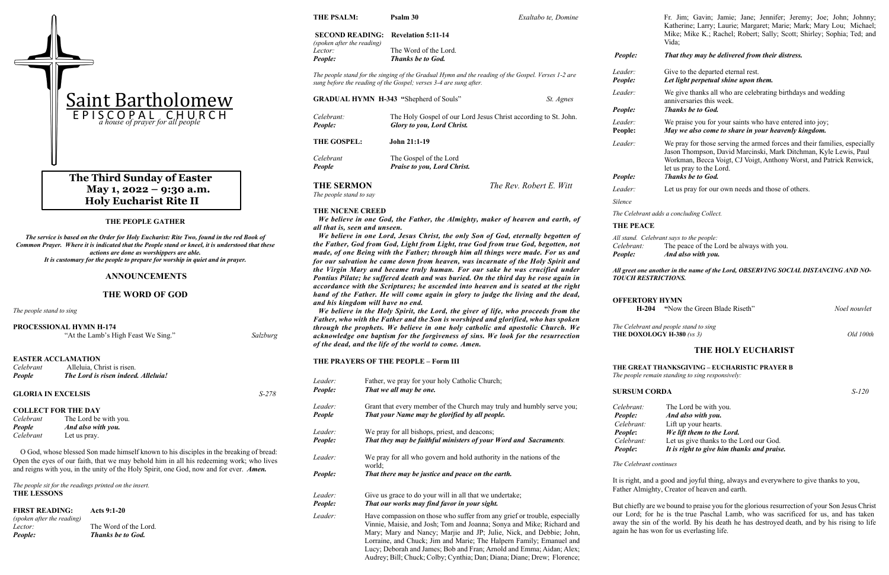# Saint Bartholomew

EPISCOPAL CHURCH

*a house of prayer for all people*

## The Third Sunday of Easter
## May 1, 2022 – 9:30 a.m.
## Holy Eucharist Rite II

### THE PEOPLE GATHER

***The service is based on the Order for Holy Eucharist: Rite Two, found in the red Book of Common Prayer. Where it is indicated that the People stand or kneel, it is understood that these actions are done as worshippers are able.***
***It is customary for the people to prepare for worship in quiet and in prayer.***

## ANNOUNCEMENTS

## THE WORD OF GOD

*The people stand to sing*

**PROCESSIONAL HYMN H-174**
"At the Lamb's High Feast We Sing." *Salzburg*

**EASTER ACCLAMATION**
*Celebrant* Alleluia, Christ is risen.
*People* ***The Lord is risen indeed. Alleluia!***

**GLORIA IN EXCELSIS** *S-278*

**COLLECT FOR THE DAY**
*Celebrant* The Lord be with you.
*People* ***And also with you.***
*Celebrant* Let us pray.

O God, whose blessed Son made himself known to his disciples in the breaking of bread: Open the eyes of our faith, that we may behold him in all his redeeming work; who lives and reigns with you, in the unity of the Holy Spirit, one God, now and for ever. ***Amen.***

*The people sit for the readings printed on the insert.*

**THE LESSONS**

**FIRST READING: Acts 9:1-20**
*(spoken after the reading)*
*Lector:* The Word of the Lord.
*People:* ***Thanks be to God.***

**THE PSALM: Psalm 30** *Exaltabo te, Domine*

**SECOND READING: Revelation 5:11-14**
*(spoken after the reading)*
*Lector:* The Word of the Lord.
*People:* ***Thanks be to God.***

*The people stand for the singing of the Gradual Hymn and the reading of the Gospel. Verses 1-2 are sung before the reading of the Gospel; verses 3-4 are sung after.*

**GRADUAL HYMN H-343 "**Shepherd of Souls" *St. Agnes*

*Celebrant:* The Holy Gospel of our Lord Jesus Christ according to St. John.
*People:* ***Glory to you, Lord Christ.***

**THE GOSPEL: John 21:1-19**

*Celebrant* The Gospel of the Lord
*People* ***Praise to you, Lord Christ.***

**THE SERMON** *The Rev. Robert E. Witt*
*The people stand to say*

**THE NICENE CREED**

***We believe in one God, the Father, the Almighty, maker of heaven and earth, of all that is, seen and unseen.***

***We believe in one Lord, Jesus Christ, the only Son of God, eternally begotten of the Father, God from God, Light from Light, true God from true God, begotten, not made, of one Being with the Father; through him all things were made. For us and for our salvation he came down from heaven, was incarnate of the Holy Spirit and the Virgin Mary and became truly human. For our sake he was crucified under Pontius Pilate; he suffered death and was buried. On the third day he rose again in accordance with the Scriptures; he ascended into heaven and is seated at the right hand of the Father. He will come again in glory to judge the living and the dead, and his kingdom will have no end.***

***We believe in the Holy Spirit, the Lord, the giver of life, who proceeds from the Father, who with the Father and the Son is worshiped and glorified, who has spoken through the prophets. We believe in one holy catholic and apostolic Church. We acknowledge one baptism for the forgiveness of sins. We look for the resurrection of the dead, and the life of the world to come. Amen.***

**THE PRAYERS OF THE PEOPLE – Form III**

*Leader:* Father, we pray for your holy Catholic Church;
*People:* ***That we all may be one.***

*Leader:* Grant that every member of the Church may truly and humbly serve you;
*People* ***That your Name may be glorified by all people.***

*Leader:* We pray for all bishops, priest, and deacons;
*People:* ***That they may be faithful ministers of your Word and Sacraments.***

*Leader:* We pray for all who govern and hold authority in the nations of the world;
*People:* ***That there may be justice and peace on the earth.***

*Leader:* Give us grace to do your will in all that we undertake;
*People:* ***That our works may find favor in your sight.***

*Leader:* Have compassion on those who suffer from any grief or trouble, especially Vinnie, Maisie, and Josh; Tom and Joanna; Sonya and Mike; Richard and Mary; Mary and Nancy; Marjie and JP; Julie, Nick, and Debbie; John, Lorraine, and Chuck; Jim and Marie; The Halpern Family; Emanuel and Lucy; Deborah and James; Bob and Fran; Arnold and Emma; Aidan; Alex; Audrey; Bill; Chuck; Colby; Cynthia; Dan; Diana; Diane; Drew; Florence; Fr. Jim; Gavin; Jamie; Jane; Jennifer; Jeremy; Joe; John; Johnny; Katherine; Larry; Laurie; Margaret; Marie; Mark; Mary Lou; Michael; Mike; Mike K.; Rachel; Robert; Sally; Scott; Shirley; Sophia; Ted; and Vida;
*People:* ***That they may be delivered from their distress.***

*Leader:* Give to the departed eternal rest.
*People:* ***Let light perpetual shine upon them.***

*Leader:* We give thanks all who are celebrating birthdays and wedding anniversaries this week.
*People:* ***Thanks be to God.***

*Leader:* We praise you for your saints who have entered into joy;
**People:** ***May we also come to share in your heavenly kingdom.***

*Leader:* We pray for those serving the armed forces and their families, especially Jason Thompson, David Marcinski, Mark Ditchman, Kyle Lewis, Paul Workman, Becca Voigt, CJ Voigt, Anthony Worst, and Patrick Renwick, let us pray to the Lord.
*People:* ***Thanks be to God.***

*Leader:* Let us pray for our own needs and those of others.

*Silence*

*The Celebrant adds a concluding Collect.*

**THE PEACE**

*All stand. Celebrant says to the people:*
*Celebrant:* The peace of the Lord be always with you.
*People:* ***And also with you.***

***All greet one another in the name of the Lord, OBSERVING SOCIAL DISTANCING AND NO-TOUCH RESTRICTIONS.***

**OFFERTORY HYMN**
**H-204 "**Now the Green Blade Riseth" *Noel nouvlet*

*The Celebrant and people stand to sing*
**THE DOXOLOGY H-380** *(vs 3)* *Old 100th*

## THE HOLY EUCHARIST

**THE GREAT THANKSGIVING – EUCHARISTIC PRAYER B**
*The people remain standing to sing responsively:*

**SURSUM CORDA** *S-120*

*Celebrant:* The Lord be with you.
***People:*** ***And also with you.***
*Celebrant:* Lift up your hearts.
***People:*** ***We lift them to the Lord.***
*Celebrant:* Let us give thanks to the Lord our God.
***People:*** ***It is right to give him thanks and praise.***

*The Celebrant continues*

It is right, and a good and joyful thing, always and everywhere to give thanks to you, Father Almighty, Creator of heaven and earth.

But chiefly are we bound to praise you for the glorious resurrection of your Son Jesus Christ our Lord; for he is the true Paschal Lamb, who was sacrificed for us, and has taken away the sin of the world. By his death he has destroyed death, and by his rising to life again he has won for us everlasting life.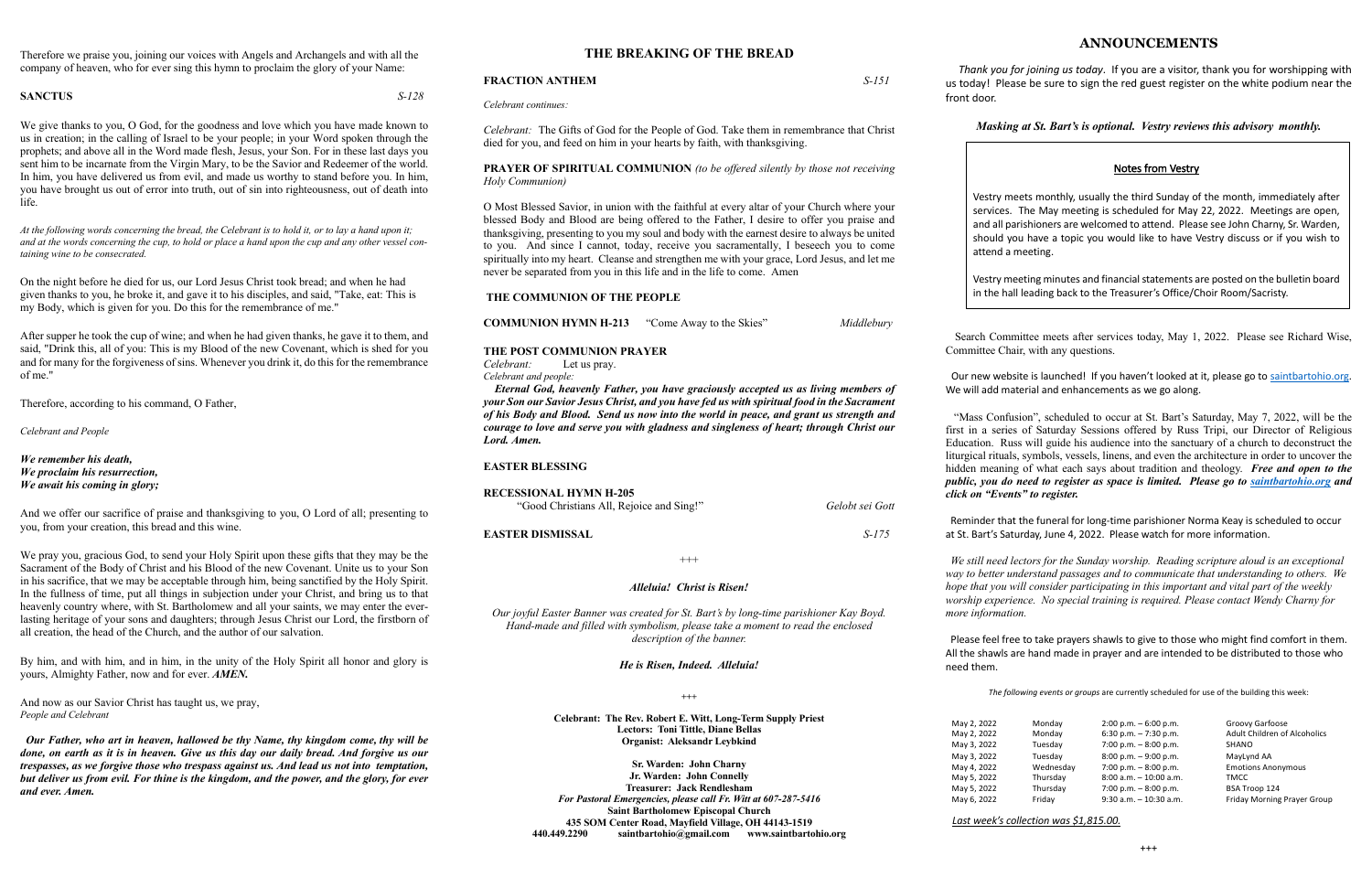Therefore we praise you, joining our voices with Angels and Archangels and with all the company of heaven, who for ever sing this hymn to proclaim the glory of your Name:

**SANCTUS** S-128

We give thanks to you, O God, for the goodness and love which you have made known to us in creation; in the calling of Israel to be your people; in your Word spoken through the prophets; and above all in the Word made flesh, Jesus, your Son. For in these last days you sent him to be incarnate from the Virgin Mary, to be the Savior and Redeemer of the world. In him, you have delivered us from evil, and made us worthy to stand before you. In him, you have brought us out of error into truth, out of sin into righteousness, out of death into life.

*At the following words concerning the bread, the Celebrant is to hold it, or to lay a hand upon it; and at the words concerning the cup, to hold or place a hand upon the cup and any other vessel containing wine to be consecrated.*

On the night before he died for us, our Lord Jesus Christ took bread; and when he had given thanks to you, he broke it, and gave it to his disciples, and said, "Take, eat: This is my Body, which is given for you. Do this for the remembrance of me."

After supper he took the cup of wine; and when he had given thanks, he gave it to them, and said, "Drink this, all of you: This is my Blood of the new Covenant, which is shed for you and for many for the forgiveness of sins. Whenever you drink it, do this for the remembrance of me."

Therefore, according to his command, O Father,

*Celebrant and People*

***We remember his death,***
***We proclaim his resurrection,***
***We await his coming in glory;***

And we offer our sacrifice of praise and thanksgiving to you, O Lord of all; presenting to you, from your creation, this bread and this wine.

We pray you, gracious God, to send your Holy Spirit upon these gifts that they may be the Sacrament of the Body of Christ and his Blood of the new Covenant. Unite us to your Son in his sacrifice, that we may be acceptable through him, being sanctified by the Holy Spirit. In the fullness of time, put all things in subjection under your Christ, and bring us to that heavenly country where, with St. Bartholomew and all your saints, we may enter the everlasting heritage of your sons and daughters; through Jesus Christ our Lord, the firstborn of all creation, the head of the Church, and the author of our salvation.

By him, and with him, and in him, in the unity of the Holy Spirit all honor and glory is yours, Almighty Father, now and for ever. ***AMEN.***

And now as our Savior Christ has taught us, we pray,
*People and Celebrant*

***Our Father, who art in heaven, hallowed be thy Name, thy kingdom come, thy will be done, on earth as it is in heaven. Give us this day our daily bread. And forgive us our trespasses, as we forgive those who trespass against us. And lead us not into temptation, but deliver us from evil. For thine is the kingdom, and the power, and the glory, for ever and ever. Amen.***

## THE BREAKING OF THE BREAD

**FRACTION ANTHEM** S-151

*Celebrant continues:*

*Celebrant:* The Gifts of God for the People of God. Take them in remembrance that Christ died for you, and feed on him in your hearts by faith, with thanksgiving.

**PRAYER OF SPIRITUAL COMMUNION** *(to be offered silently by those not receiving Holy Communion)*

O Most Blessed Savior, in union with the faithful at every altar of your Church where your blessed Body and Blood are being offered to the Father, I desire to offer you praise and thanksgiving, presenting to you my soul and body with the earnest desire to always be united to you. And since I cannot, today, receive you sacramentally, I beseech you to come spiritually into my heart. Cleanse and strengthen me with your grace, Lord Jesus, and let me never be separated from you in this life and in the life to come. Amen

**THE COMMUNION OF THE PEOPLE**

**COMMUNION HYMN H-213** "Come Away to the Skies" *Middlebury*

**THE POST COMMUNION PRAYER**
*Celebrant:* Let us pray.
*Celebrant and people:*

***Eternal God, heavenly Father, you have graciously accepted us as living members of your Son our Savior Jesus Christ, and you have fed us with spiritual food in the Sacrament of his Body and Blood. Send us now into the world in peace, and grant us strength and courage to love and serve you with gladness and singleness of heart; through Christ our Lord. Amen.***

**EASTER BLESSING**

**RECESSIONAL HYMN H-205**
"Good Christians All, Rejoice and Sing!" *Gelobt sei Gott*

**EASTER DISMISSAL** S-175

+++

***Alleluia! Christ is Risen!***

*Our joyful Easter Banner was created for St. Bart's by long-time parishioner Kay Boyd. Hand-made and filled with symbolism, please take a moment to read the enclosed description of the banner.*

***He is Risen, Indeed. Alleluia!***

+++

**Celebrant: The Rev. Robert E. Witt, Long-Term Supply Priest**
**Lectors: Toni Tittle, Diane Bellas**
**Organist: Aleksandr Leybkind**

**Sr. Warden: John Charny**
**Jr. Warden: John Connelly**
**Treasurer: Jack Rendlesham**
***For Pastoral Emergencies, please call Fr. Witt at 607-287-5416***
**Saint Bartholomew Episcopal Church**
**435 SOM Center Road, Mayfield Village, OH 44143-1519**
**440.449.2290 saintbartohio@gmail.com www.saintbartohio.org**

## ANNOUNCEMENTS

*Thank you for joining us today*. If you are a visitor, thank you for worshipping with us today! Please be sure to sign the red guest register on the white podium near the front door.

***Masking at St. Bart's is optional. Vestry reviews this advisory monthly.***

**Notes from Vestry**

Vestry meets monthly, usually the third Sunday of the month, immediately after services. The May meeting is scheduled for May 22, 2022. Meetings are open, and all parishioners are welcomed to attend. Please see John Charny, Sr. Warden, should you have a topic you would like to have Vestry discuss or if you wish to attend a meeting.

Vestry meeting minutes and financial statements are posted on the bulletin board in the hall leading back to the Treasurer's Office/Choir Room/Sacristy.

Search Committee meets after services today, May 1, 2022. Please see Richard Wise, Committee Chair, with any questions.

Our new website is launched! If you haven't looked at it, please go to saintbartohio.org. We will add material and enhancements as we go along.

"Mass Confusion", scheduled to occur at St. Bart's Saturday, May 7, 2022, will be the first in a series of Saturday Sessions offered by Russ Tripi, our Director of Religious Education. Russ will guide his audience into the sanctuary of a church to deconstruct the liturgical rituals, symbols, vessels, linens, and even the architecture in order to uncover the hidden meaning of what each says about tradition and theology. ***Free and open to the public, you do need to register as space is limited. Please go to saintbartohio.org and click on "Events" to register.***

Reminder that the funeral for long-time parishioner Norma Keay is scheduled to occur at St. Bart's Saturday, June 4, 2022. Please watch for more information.

*We still need lectors for the Sunday worship. Reading scripture aloud is an exceptional way to better understand passages and to communicate that understanding to others. We hope that you will consider participating in this important and vital part of the weekly worship experience. No special training is required. Please contact Wendy Charny for more information.*

Please feel free to take prayers shawls to give to those who might find comfort in them. All the shawls are hand made in prayer and are intended to be distributed to those who need them.

*The following events or groups are currently scheduled for use of the building this week:*

| | | | |
|---|---|---|---|
| May 2, 2022 | Monday | 2:00 p.m. – 6:00 p.m. | Groovy Garfoose |
| May 2, 2022 | Monday | 6:30 p.m. – 7:30 p.m. | Adult Children of Alcoholics |
| May 3, 2022 | Tuesday | 7:00 p.m. – 8:00 p.m. | SHANO |
| May 3, 2022 | Tuesday | 8:00 p.m. – 9:00 p.m. | MayLynd AA |
| May 4, 2022 | Wednesday | 7:00 p.m. – 8:00 p.m. | Emotions Anonymous |
| May 5, 2022 | Thursday | 8:00 a.m. – 10:00 a.m. | TMCC |
| May 5, 2022 | Thursday | 7:00 p.m. – 8:00 p.m. | BSA Troop 124 |
| May 6, 2022 | Friday | 9:30 a.m. – 10:30 a.m. | Friday Morning Prayer Group |

*Last week's collection was $1,815.00.*

+++